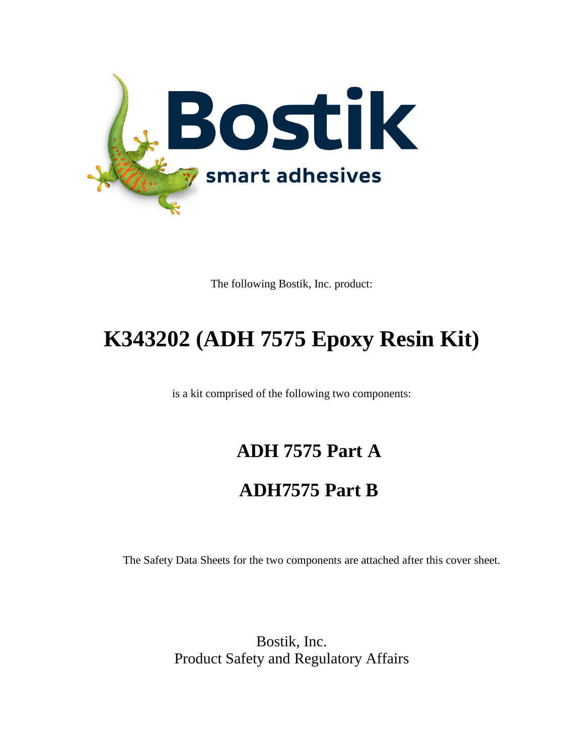Bostik

smart adhesives

The following Bostik, Inc. product:

# K343202 (ADH 7575 Epoxy Resin Kit)

is a kit comprised of the following two components:

## ADH 7575 Part A

## ADH7575 Part B

The Safety Data Sheets for the two components are attached after this cover sheet.

Bostik, Inc.
Product Safety and Regulatory Affairs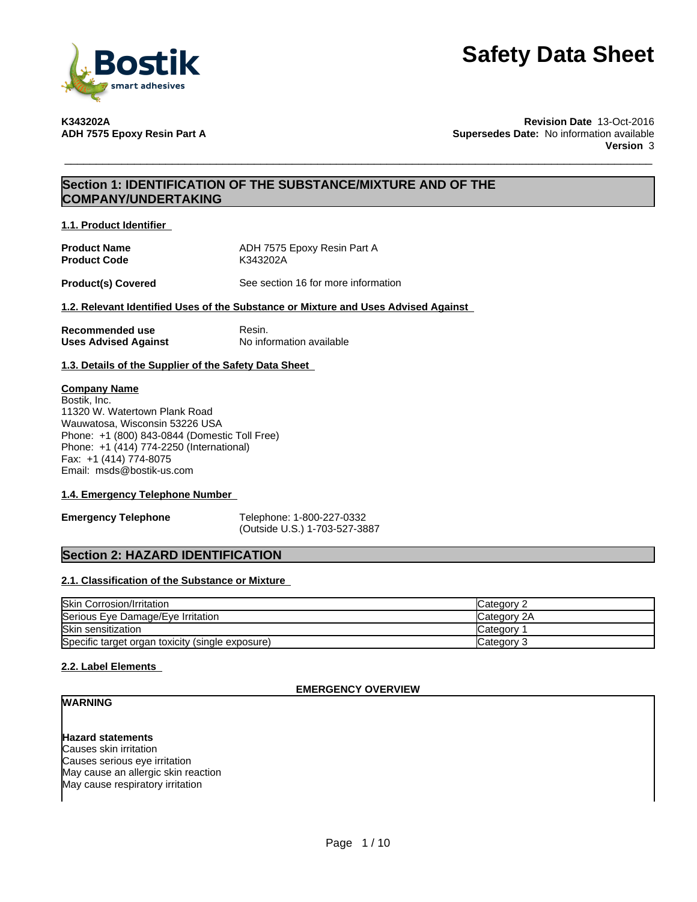# Safety Data Sheet

**K343202A**
**ADH 7575 Epoxy Resin Part A**

**Revision Date** 13-Oct-2016
**Supersedes Date:** No information available
**Version** 3

## Section 1: IDENTIFICATION OF THE SUBSTANCE/MIXTURE AND OF THE COMPANY/UNDERTAKING

### 1.1. Product Identifier

| | |
|---|---|
| **Product Name** | ADH 7575 Epoxy Resin Part A |
| **Product Code** | K343202A |
| **Product(s) Covered** | See section 16 for more information |

### 1.2. Relevant Identified Uses of the Substance or Mixture and Uses Advised Against

| | |
|---|---|
| **Recommended use** | Resin. |
| **Uses Advised Against** | No information available |

### 1.3. Details of the Supplier of the Safety Data Sheet

**Company Name**
Bostik, Inc.
11320 W. Watertown Plank Road
Wauwatosa, Wisconsin 53226 USA
Phone: +1 (800) 843-0844 (Domestic Toll Free)
Phone: +1 (414) 774-2250 (International)
Fax: +1 (414) 774-8075
Email: msds@bostik-us.com

### 1.4. Emergency Telephone Number

**Emergency Telephone** Telephone: 1-800-227-0332
(Outside U.S.) 1-703-527-3887

## Section 2: HAZARD IDENTIFICATION

### 2.1. Classification of the Substance or Mixture

| Hazard | Category |
|---|---|
| Skin Corrosion/Irritation | Category 2 |
| Serious Eye Damage/Eye Irritation | Category 2A |
| Skin sensitization | Category 1 |
| Specific target organ toxicity (single exposure) | Category 3 |

### 2.2. Label Elements

**EMERGENCY OVERVIEW**

**WARNING**

**Hazard statements**
Causes skin irritation
Causes serious eye irritation
May cause an allergic skin reaction
May cause respiratory irritation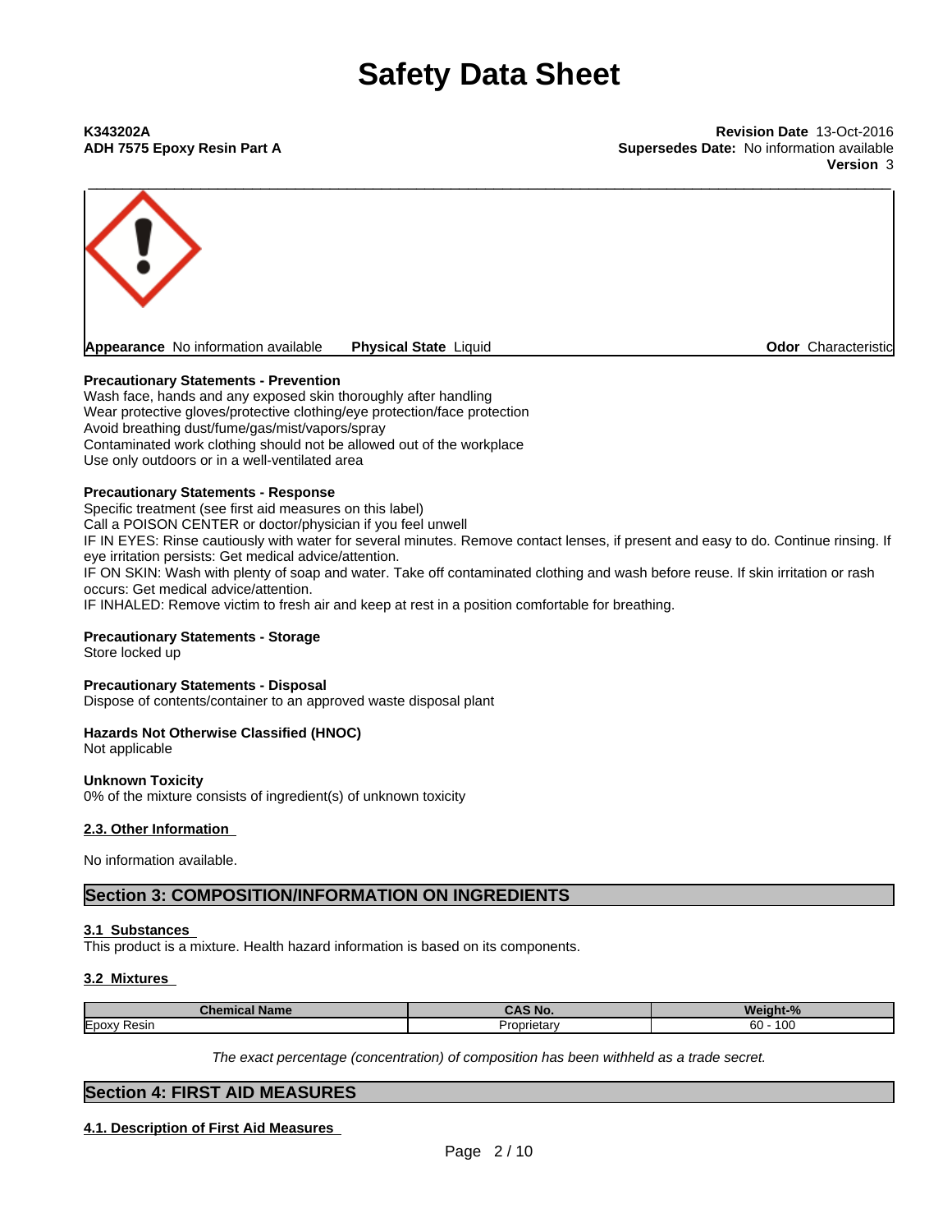**Appearance** No information available **Physical State** Liquid **Odor** Characteristic

**Precautionary Statements - Prevention**
Wash face, hands and any exposed skin thoroughly after handling
Wear protective gloves/protective clothing/eye protection/face protection
Avoid breathing dust/fume/gas/mist/vapors/spray
Contaminated work clothing should not be allowed out of the workplace
Use only outdoors or in a well-ventilated area

**Precautionary Statements - Response**
Specific treatment (see first aid measures on this label)
Call a POISON CENTER or doctor/physician if you feel unwell
IF IN EYES: Rinse cautiously with water for several minutes. Remove contact lenses, if present and easy to do. Continue rinsing. If eye irritation persists: Get medical advice/attention.
IF ON SKIN: Wash with plenty of soap and water. Take off contaminated clothing and wash before reuse. If skin irritation or rash occurs: Get medical advice/attention.
IF INHALED: Remove victim to fresh air and keep at rest in a position comfortable for breathing.

**Precautionary Statements - Storage**
Store locked up

**Precautionary Statements - Disposal**
Dispose of contents/container to an approved waste disposal plant

**Hazards Not Otherwise Classified (HNOC)**
Not applicable

**Unknown Toxicity**
0% of the mixture consists of ingredient(s) of unknown toxicity

### 2.3. Other Information

No information available.

## Section 3: COMPOSITION/INFORMATION ON INGREDIENTS

### 3.1 Substances

This product is a mixture. Health hazard information is based on its components.

### 3.2 Mixtures

| Chemical Name | CAS No. | Weight-% |
|---|---|---|
| Epoxy Resin | Proprietary | 60 - 100 |

*The exact percentage (concentration) of composition has been withheld as a trade secret.*

## Section 4: FIRST AID MEASURES

### 4.1. Description of First Aid Measures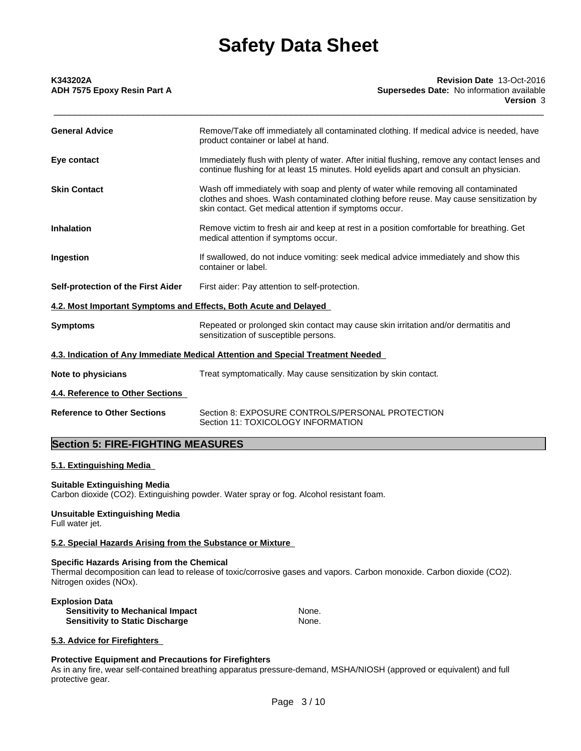| | |
|---|---|
| **General Advice** | Remove/Take off immediately all contaminated clothing. If medical advice is needed, have product container or label at hand. |
| **Eye contact** | Immediately flush with plenty of water. After initial flushing, remove any contact lenses and continue flushing for at least 15 minutes. Hold eyelids apart and consult an physician. |
| **Skin Contact** | Wash off immediately with soap and plenty of water while removing all contaminated clothes and shoes. Wash contaminated clothing before reuse. May cause sensitization by skin contact. Get medical attention if symptoms occur. |
| **Inhalation** | Remove victim to fresh air and keep at rest in a position comfortable for breathing. Get medical attention if symptoms occur. |
| **Ingestion** | If swallowed, do not induce vomiting: seek medical advice immediately and show this container or label. |
| **Self-protection of the First Aider** | First aider: Pay attention to self-protection. |

### 4.2. Most Important Symptoms and Effects, Both Acute and Delayed

| | |
|---|---|
| **Symptoms** | Repeated or prolonged skin contact may cause skin irritation and/or dermatitis and sensitization of susceptible persons. |

### 4.3. Indication of Any Immediate Medical Attention and Special Treatment Needed

| | |
|---|---|
| **Note to physicians** | Treat symptomatically. May cause sensitization by skin contact. |

### 4.4. Reference to Other Sections

| | |
|---|---|
| **Reference to Other Sections** | Section 8: EXPOSURE CONTROLS/PERSONAL PROTECTION<br>Section 11: TOXICOLOGY INFORMATION |

## Section 5: FIRE-FIGHTING MEASURES

### 5.1. Extinguishing Media

**Suitable Extinguishing Media**
Carbon dioxide (CO2). Extinguishing powder. Water spray or fog. Alcohol resistant foam.

**Unsuitable Extinguishing Media**
Full water jet.

### 5.2. Special Hazards Arising from the Substance or Mixture

**Specific Hazards Arising from the Chemical**
Thermal decomposition can lead to release of toxic/corrosive gases and vapors. Carbon monoxide. Carbon dioxide (CO2). Nitrogen oxides (NOx).

**Explosion Data**

| | |
|---|---|
| **Sensitivity to Mechanical Impact** | None. |
| **Sensitivity to Static Discharge** | None. |

### 5.3. Advice for Firefighters

**Protective Equipment and Precautions for Firefighters**
As in any fire, wear self-contained breathing apparatus pressure-demand, MSHA/NIOSH (approved or equivalent) and full protective gear.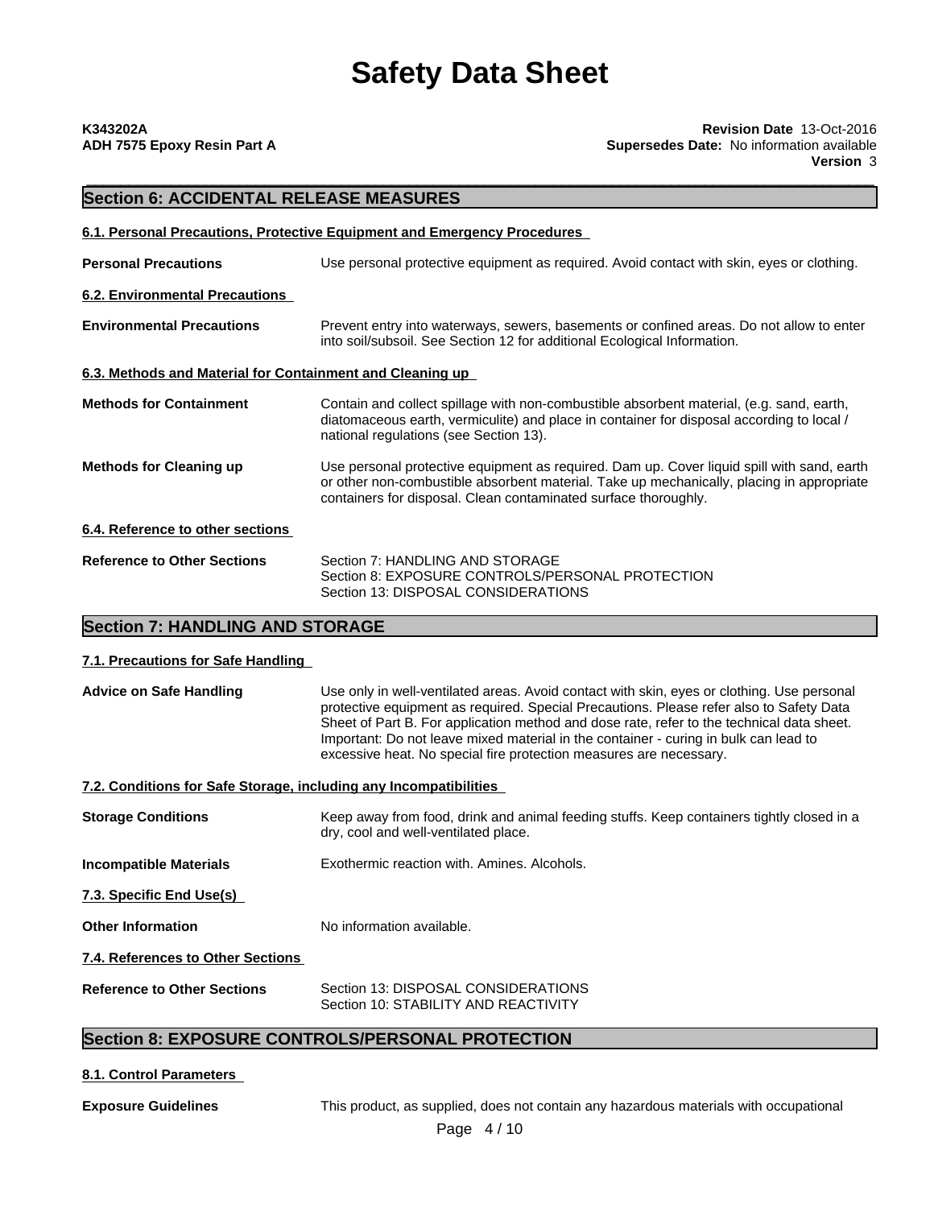# Safety Data Sheet

**K343202A**
**ADH 7575 Epoxy Resin Part A**

**Revision Date** 13-Oct-2016
**Supersedes Date:** No information available
**Version** 3

## Section 6: ACCIDENTAL RELEASE MEASURES

### 6.1. Personal Precautions, Protective Equipment and Emergency Procedures

**Personal Precautions**: Use personal protective equipment as required. Avoid contact with skin, eyes or clothing.

### 6.2. Environmental Precautions

**Environmental Precautions**: Prevent entry into waterways, sewers, basements or confined areas. Do not allow to enter into soil/subsoil. See Section 12 for additional Ecological Information.

### 6.3. Methods and Material for Containment and Cleaning up

**Methods for Containment**: Contain and collect spillage with non-combustible absorbent material, (e.g. sand, earth, diatomaceous earth, vermiculite) and place in container for disposal according to local / national regulations (see Section 13).

**Methods for Cleaning up**: Use personal protective equipment as required. Dam up. Cover liquid spill with sand, earth or other non-combustible absorbent material. Take up mechanically, placing in appropriate containers for disposal. Clean contaminated surface thoroughly.

### 6.4. Reference to other sections

**Reference to Other Sections**:
Section 7: HANDLING AND STORAGE
Section 8: EXPOSURE CONTROLS/PERSONAL PROTECTION
Section 13: DISPOSAL CONSIDERATIONS

## Section 7: HANDLING AND STORAGE

### 7.1. Precautions for Safe Handling

**Advice on Safe Handling**: Use only in well-ventilated areas. Avoid contact with skin, eyes or clothing. Use personal protective equipment as required. Special Precautions. Please refer also to Safety Data Sheet of Part B. For application method and dose rate, refer to the technical data sheet. Important: Do not leave mixed material in the container - curing in bulk can lead to excessive heat. No special fire protection measures are necessary.

### 7.2. Conditions for Safe Storage, including any Incompatibilities

**Storage Conditions**: Keep away from food, drink and animal feeding stuffs. Keep containers tightly closed in a dry, cool and well-ventilated place.

**Incompatible Materials**: Exothermic reaction with. Amines. Alcohols.

### 7.3. Specific End Use(s)

**Other Information**: No information available.

### 7.4. References to Other Sections

**Reference to Other Sections**:
Section 13: DISPOSAL CONSIDERATIONS
Section 10: STABILITY AND REACTIVITY

## Section 8: EXPOSURE CONTROLS/PERSONAL PROTECTION

### 8.1. Control Parameters

**Exposure Guidelines**: This product, as supplied, does not contain any hazardous materials with occupational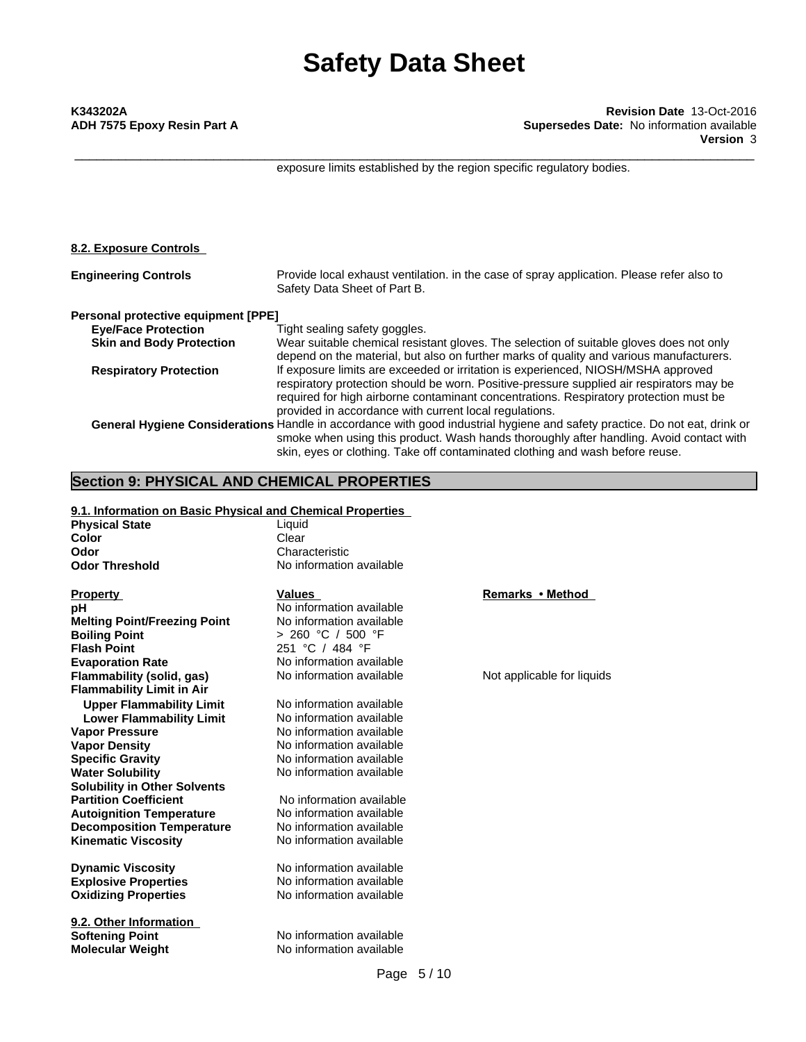exposure limits established by the region specific regulatory bodies.

**8.2. Exposure Controls**

| | |
|---|---|
| **Engineering Controls** | Provide local exhaust ventilation. in the case of spray application. Please refer also to Safety Data Sheet of Part B. |

**Personal protective equipment [PPE]**

| | |
|---|---|
| **Eye/Face Protection** | Tight sealing safety goggles. |
| **Skin and Body Protection** | Wear suitable chemical resistant gloves. The selection of suitable gloves does not only depend on the material, but also on further marks of quality and various manufacturers. |
| **Respiratory Protection** | If exposure limits are exceeded or irritation is experienced, NIOSH/MSHA approved respiratory protection should be worn. Positive-pressure supplied air respirators may be required for high airborne contaminant concentrations. Respiratory protection must be provided in accordance with current local regulations. |
| **General Hygiene Considerations** | Handle in accordance with good industrial hygiene and safety practice. Do not eat, drink or smoke when using this product. Wash hands thoroughly after handling. Avoid contact with skin, eyes or clothing. Take off contaminated clothing and wash before reuse. |

## Section 9: PHYSICAL AND CHEMICAL PROPERTIES

**9.1. Information on Basic Physical and Chemical Properties**

| | |
|---|---|
| **Physical State** | Liquid |
| **Color** | Clear |
| **Odor** | Characteristic |
| **Odor Threshold** | No information available |

| Property | Values | Remarks • Method |
|---|---|---|
| **pH** | No information available | |
| **Melting Point/Freezing Point** | No information available | |
| **Boiling Point** | > 260 °C / 500 °F | |
| **Flash Point** | 251 °C / 484 °F | |
| **Evaporation Rate** | No information available | |
| **Flammability (solid, gas)** | No information available | Not applicable for liquids |
| **Flammability Limit in Air** | | |
| **Upper Flammability Limit** | No information available | |
| **Lower Flammability Limit** | No information available | |
| **Vapor Pressure** | No information available | |
| **Vapor Density** | No information available | |
| **Specific Gravity** | No information available | |
| **Water Solubility** | No information available | |
| **Solubility in Other Solvents** | | |
| **Partition Coefficient** | No information available | |
| **Autoignition Temperature** | No information available | |
| **Decomposition Temperature** | No information available | |
| **Kinematic Viscosity** | No information available | |
| **Dynamic Viscosity** | No information available | |
| **Explosive Properties** | No information available | |
| **Oxidizing Properties** | No information available | |

**9.2. Other Information**

| | |
|---|---|
| **Softening Point** | No information available |
| **Molecular Weight** | No information available |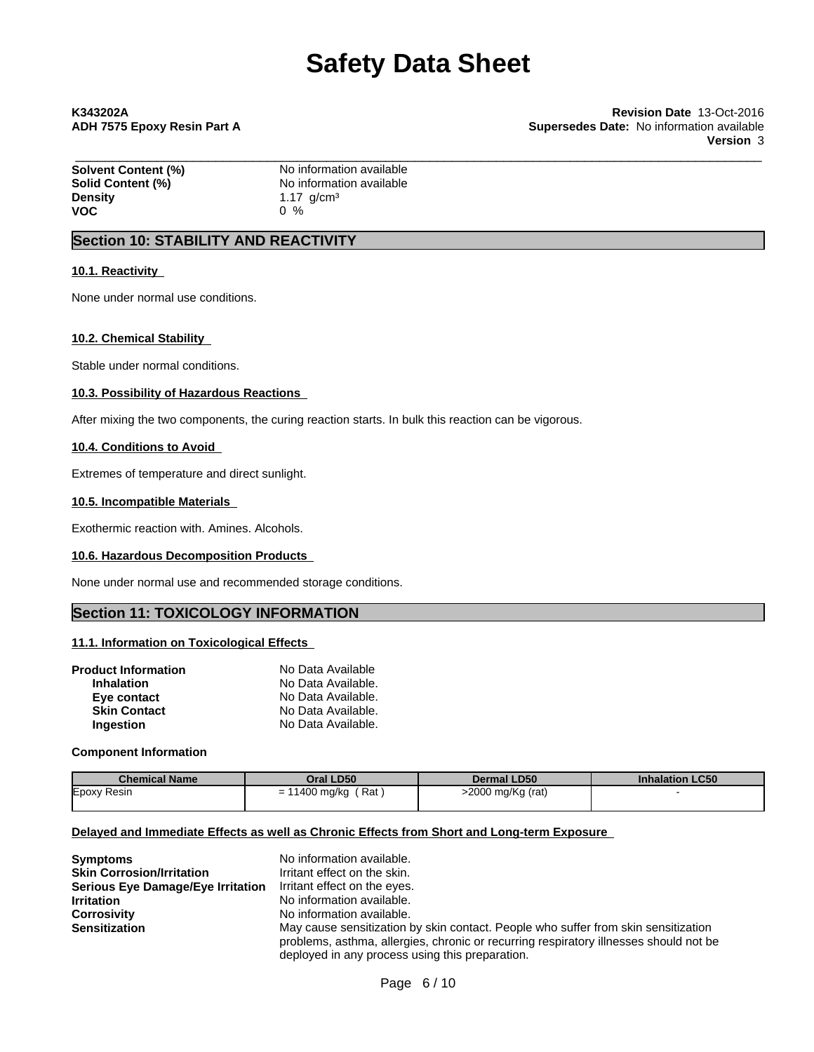| | |
|---|---|
| **Solvent Content (%)** | No information available |
| **Solid Content (%)** | No information available |
| **Density** | 1.17 g/cm³ |
| **VOC** | 0 % |

## Section 10: STABILITY AND REACTIVITY

### 10.1. Reactivity

None under normal use conditions.

### 10.2. Chemical Stability

Stable under normal conditions.

### 10.3. Possibility of Hazardous Reactions

After mixing the two components, the curing reaction starts. In bulk this reaction can be vigorous.

### 10.4. Conditions to Avoid

Extremes of temperature and direct sunlight.

### 10.5. Incompatible Materials

Exothermic reaction with. Amines. Alcohols.

### 10.6. Hazardous Decomposition Products

None under normal use and recommended storage conditions.

## Section 11: TOXICOLOGY INFORMATION

### 11.1. Information on Toxicological Effects

| | |
|---|---|
| **Product Information** | No Data Available |
| **Inhalation** | No Data Available. |
| **Eye contact** | No Data Available. |
| **Skin Contact** | No Data Available. |
| **Ingestion** | No Data Available. |

**Component Information**

| Chemical Name | Oral LD50 | Dermal LD50 | Inhalation LC50 |
|---|---|---|---|
| Epoxy Resin | = 11400 mg/kg ( Rat ) | >2000 mg/Kg (rat) | - |

### Delayed and Immediate Effects as well as Chronic Effects from Short and Long-term Exposure

| | |
|---|---|
| **Symptoms** | No information available. |
| **Skin Corrosion/Irritation** | Irritant effect on the skin. |
| **Serious Eye Damage/Eye Irritation** | Irritant effect on the eyes. |
| **Irritation** | No information available. |
| **Corrosivity** | No information available. |
| **Sensitization** | May cause sensitization by skin contact. People who suffer from skin sensitization problems, asthma, allergies, chronic or recurring respiratory illnesses should not be deployed in any process using this preparation. |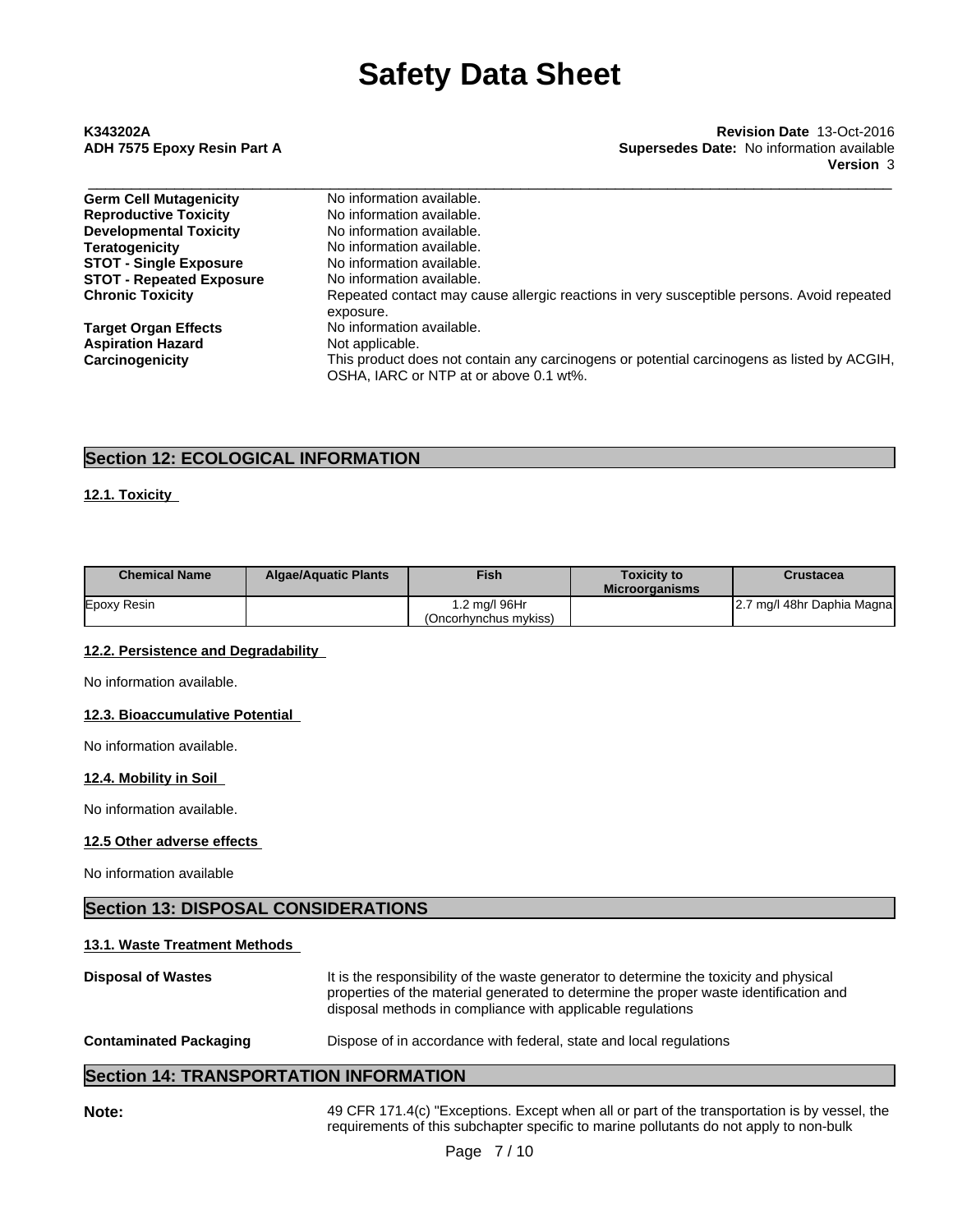| | |
|---|---|
| **Germ Cell Mutagenicity** | No information available. |
| **Reproductive Toxicity** | No information available. |
| **Developmental Toxicity** | No information available. |
| **Teratogenicity** | No information available. |
| **STOT - Single Exposure** | No information available. |
| **STOT - Repeated Exposure** | No information available. |
| **Chronic Toxicity** | Repeated contact may cause allergic reactions in very susceptible persons. Avoid repeated exposure. |
| **Target Organ Effects** | No information available. |
| **Aspiration Hazard** | Not applicable. |
| **Carcinogenicity** | This product does not contain any carcinogens or potential carcinogens as listed by ACGIH, OSHA, IARC or NTP at or above 0.1 wt%. |

## Section 12: ECOLOGICAL INFORMATION

### 12.1. Toxicity

| Chemical Name | Algae/Aquatic Plants | Fish | Toxicity to Microorganisms | Crustacea |
|---|---|---|---|---|
| Epoxy Resin | | 1.2 mg/l 96Hr (Oncorhynchus mykiss) | | 2.7 mg/l 48hr Daphia Magna |

### 12.2. Persistence and Degradability

No information available.

### 12.3. Bioaccumulative Potential

No information available.

### 12.4. Mobility in Soil

No information available.

### 12.5 Other adverse effects

No information available

## Section 13: DISPOSAL CONSIDERATIONS

### 13.1. Waste Treatment Methods

**Disposal of Wastes**: It is the responsibility of the waste generator to determine the toxicity and physical properties of the material generated to determine the proper waste identification and disposal methods in compliance with applicable regulations

**Contaminated Packaging**: Dispose of in accordance with federal, state and local regulations

## Section 14: TRANSPORTATION INFORMATION

**Note:** 49 CFR 171.4(c) "Exceptions. Except when all or part of the transportation is by vessel, the requirements of this subchapter specific to marine pollutants do not apply to non-bulk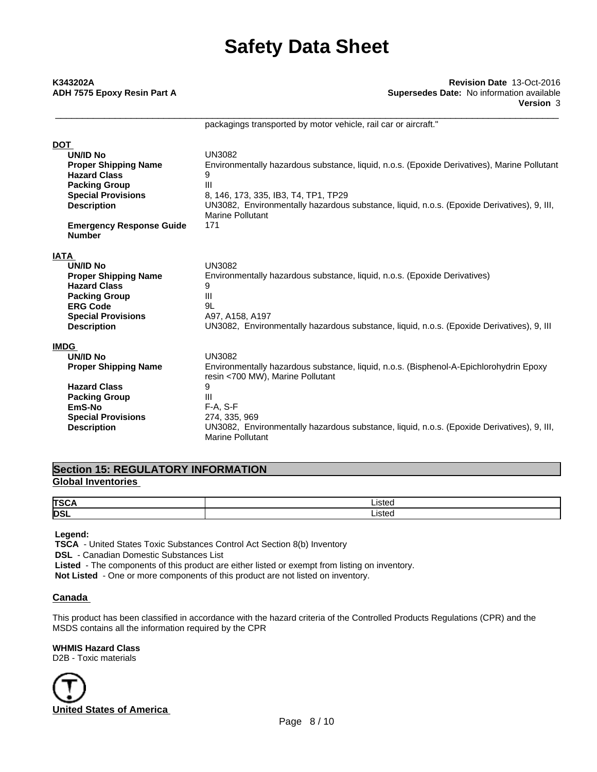packagings transported by motor vehicle, rail car or aircraft."

**DOT**

| | |
|---|---|
| **UN/ID No** | UN3082 |
| **Proper Shipping Name** | Environmentally hazardous substance, liquid, n.o.s. (Epoxide Derivatives), Marine Pollutant |
| **Hazard Class** | 9 |
| **Packing Group** | III |
| **Special Provisions** | 8, 146, 173, 335, IB3, T4, TP1, TP29 |
| **Description** | UN3082, Environmentally hazardous substance, liquid, n.o.s. (Epoxide Derivatives), 9, III, Marine Pollutant |
| **Emergency Response Guide Number** | 171 |

**IATA**

| | |
|---|---|
| **UN/ID No** | UN3082 |
| **Proper Shipping Name** | Environmentally hazardous substance, liquid, n.o.s. (Epoxide Derivatives) |
| **Hazard Class** | 9 |
| **Packing Group** | III |
| **ERG Code** | 9L |
| **Special Provisions** | A97, A158, A197 |
| **Description** | UN3082, Environmentally hazardous substance, liquid, n.o.s. (Epoxide Derivatives), 9, III |

**IMDG**

| | |
|---|---|
| **UN/ID No** | UN3082 |
| **Proper Shipping Name** | Environmentally hazardous substance, liquid, n.o.s. (Bisphenol-A-Epichlorohydrin Epoxy resin <700 MW), Marine Pollutant |
| **Hazard Class** | 9 |
| **Packing Group** | III |
| **EmS-No** | F-A, S-F |
| **Special Provisions** | 274, 335, 969 |
| **Description** | UN3082, Environmentally hazardous substance, liquid, n.o.s. (Epoxide Derivatives), 9, III, Marine Pollutant |

## Section 15: REGULATORY INFORMATION

### Global Inventories

| | |
|---|---|
| **TSCA** | Listed |
| **DSL** | Listed |

**Legend:**
**TSCA** - United States Toxic Substances Control Act Section 8(b) Inventory
**DSL** - Canadian Domestic Substances List
**Listed** - The components of this product are either listed or exempt from listing on inventory.
**Not Listed** - One or more components of this product are not listed on inventory.

### Canada

This product has been classified in accordance with the hazard criteria of the Controlled Products Regulations (CPR) and the MSDS contains all the information required by the CPR

**WHMIS Hazard Class**
D2B - Toxic materials

### United States of America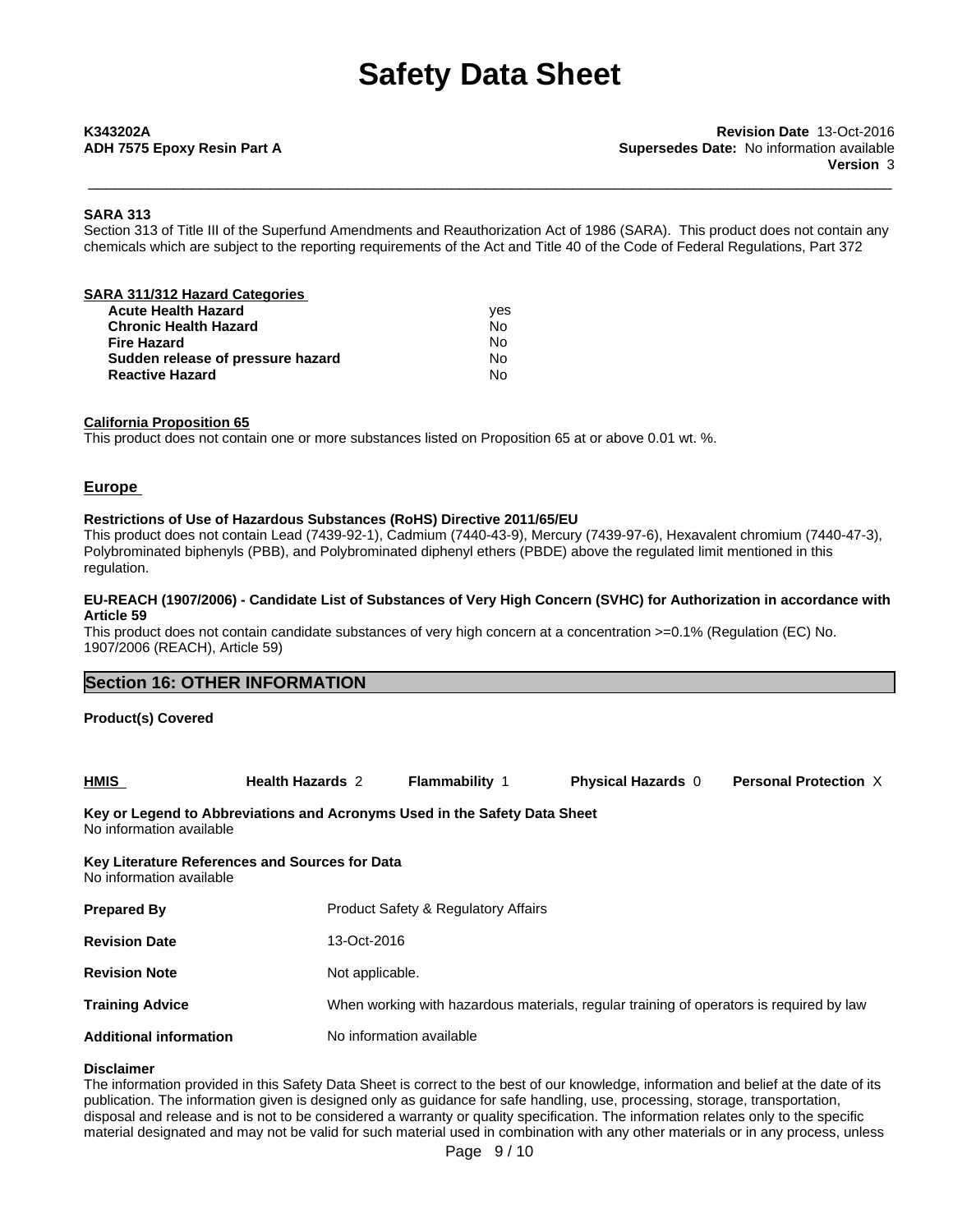#### SARA 313

Section 313 of Title III of the Superfund Amendments and Reauthorization Act of 1986 (SARA). This product does not contain any chemicals which are subject to the reporting requirements of the Act and Title 40 of the Code of Federal Regulations, Part 372

#### SARA 311/312 Hazard Categories

| | |
|---|---|
| **Acute Health Hazard** | yes |
| **Chronic Health Hazard** | No |
| **Fire Hazard** | No |
| **Sudden release of pressure hazard** | No |
| **Reactive Hazard** | No |

#### California Proposition 65

This product does not contain one or more substances listed on Proposition 65 at or above 0.01 wt. %.

### Europe

#### Restrictions of Use of Hazardous Substances (RoHS) Directive 2011/65/EU

This product does not contain Lead (7439-92-1), Cadmium (7440-43-9), Mercury (7439-97-6), Hexavalent chromium (7440-47-3), Polybrominated biphenyls (PBB), and Polybrominated diphenyl ethers (PBDE) above the regulated limit mentioned in this regulation.

#### EU-REACH (1907/2006) - Candidate List of Substances of Very High Concern (SVHC) for Authorization in accordance with Article 59

This product does not contain candidate substances of very high concern at a concentration >=0.1% (Regulation (EC) No. 1907/2006 (REACH), Article 59)

## Section 16: OTHER INFORMATION

**Product(s) Covered**

| HMIS | Health Hazards 2 | Flammability 1 | Physical Hazards 0 | Personal Protection X |
|---|---|---|---|---|

**Key or Legend to Abbreviations and Acronyms Used in the Safety Data Sheet**
No information available

**Key Literature References and Sources for Data**
No information available

| | |
|---|---|
| **Prepared By** | Product Safety & Regulatory Affairs |
| **Revision Date** | 13-Oct-2016 |
| **Revision Note** | Not applicable. |
| **Training Advice** | When working with hazardous materials, regular training of operators is required by law |
| **Additional information** | No information available |

**Disclaimer**

The information provided in this Safety Data Sheet is correct to the best of our knowledge, information and belief at the date of its publication. The information given is designed only as guidance for safe handling, use, processing, storage, transportation, disposal and release and is not to be considered a warranty or quality specification. The information relates only to the specific material designated and may not be valid for such material used in combination with any other materials or in any process, unless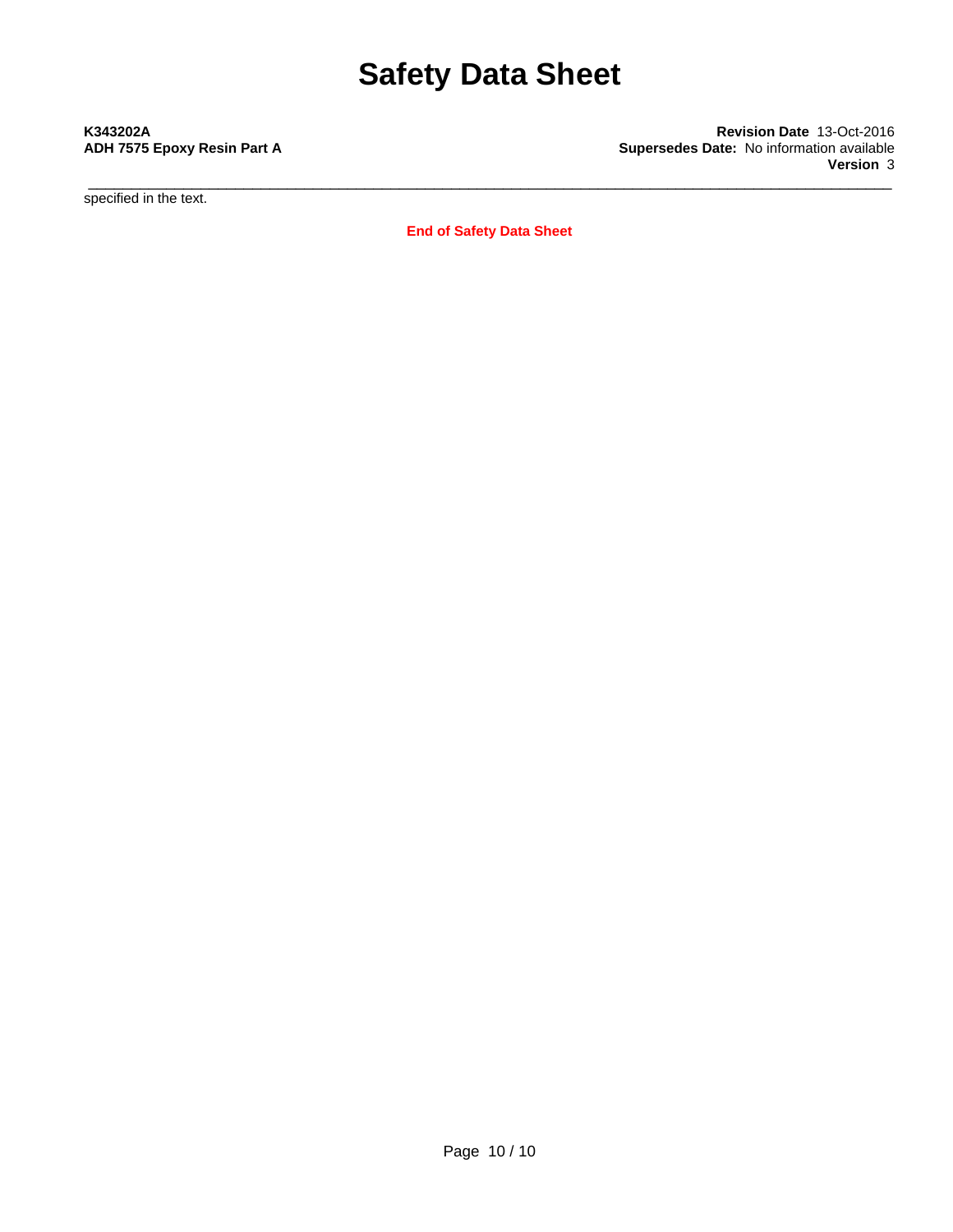specified in the text.

**End of Safety Data Sheet**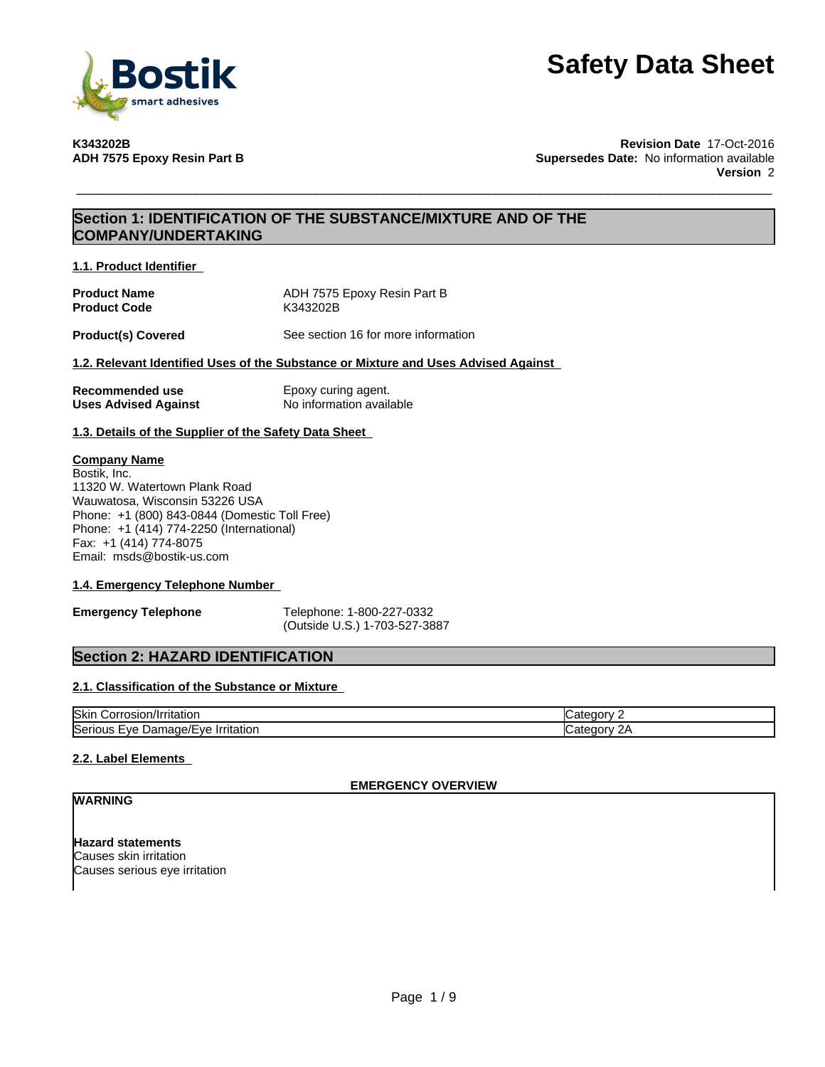# Safety Data Sheet

**K343202B**
**ADH 7575 Epoxy Resin Part B**

**Revision Date** 17-Oct-2016
**Supersedes Date:** No information available
**Version** 2

## Section 1: IDENTIFICATION OF THE SUBSTANCE/MIXTURE AND OF THE COMPANY/UNDERTAKING

### 1.1. Product Identifier

**Product Name** ADH 7575 Epoxy Resin Part B
**Product Code** K343202B

**Product(s) Covered** See section 16 for more information

### 1.2. Relevant Identified Uses of the Substance or Mixture and Uses Advised Against

**Recommended use** Epoxy curing agent.
**Uses Advised Against** No information available

### 1.3. Details of the Supplier of the Safety Data Sheet

**Company Name**
Bostik, Inc.
11320 W. Watertown Plank Road
Wauwatosa, Wisconsin 53226 USA
Phone: +1 (800) 843-0844 (Domestic Toll Free)
Phone: +1 (414) 774-2250 (International)
Fax: +1 (414) 774-8075
Email: msds@bostik-us.com

### 1.4. Emergency Telephone Number

**Emergency Telephone** Telephone: 1-800-227-0332
(Outside U.S.) 1-703-527-3887

## Section 2: HAZARD IDENTIFICATION

### 2.1. Classification of the Substance or Mixture

| Skin Corrosion/Irritation | Category 2 |
|---|---|
| Serious Eye Damage/Eye Irritation | Category 2A |

### 2.2. Label Elements

**EMERGENCY OVERVIEW**

**WARNING**

**Hazard statements**
Causes skin irritation
Causes serious eye irritation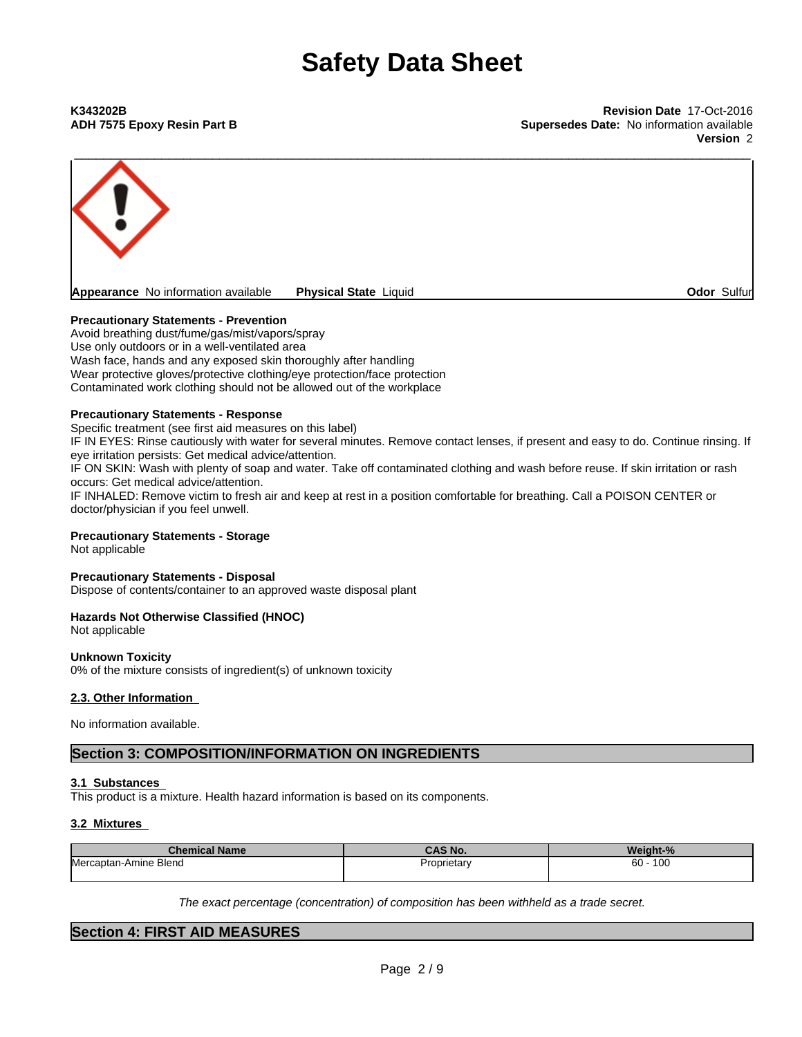# Safety Data Sheet

**K343202B**
**ADH 7575 Epoxy Resin Part B**

**Revision Date** 17-Oct-2016
**Supersedes Date:** No information available
**Version** 2

**Appearance** No information available **Physical State** Liquid **Odor** Sulfur

**Precautionary Statements - Prevention**
Avoid breathing dust/fume/gas/mist/vapors/spray
Use only outdoors or in a well-ventilated area
Wash face, hands and any exposed skin thoroughly after handling
Wear protective gloves/protective clothing/eye protection/face protection
Contaminated work clothing should not be allowed out of the workplace

**Precautionary Statements - Response**
Specific treatment (see first aid measures on this label)
IF IN EYES: Rinse cautiously with water for several minutes. Remove contact lenses, if present and easy to do. Continue rinsing. If eye irritation persists: Get medical advice/attention.
IF ON SKIN: Wash with plenty of soap and water. Take off contaminated clothing and wash before reuse. If skin irritation or rash occurs: Get medical advice/attention.
IF INHALED: Remove victim to fresh air and keep at rest in a position comfortable for breathing. Call a POISON CENTER or doctor/physician if you feel unwell.

**Precautionary Statements - Storage**
Not applicable

**Precautionary Statements - Disposal**
Dispose of contents/container to an approved waste disposal plant

**Hazards Not Otherwise Classified (HNOC)**
Not applicable

**Unknown Toxicity**
0% of the mixture consists of ingredient(s) of unknown toxicity

### 2.3. Other Information

No information available.

## Section 3: COMPOSITION/INFORMATION ON INGREDIENTS

### 3.1 Substances

This product is a mixture. Health hazard information is based on its components.

### 3.2 Mixtures

| Chemical Name | CAS No. | Weight-% |
|---|---|---|
| Mercaptan-Amine Blend | Proprietary | 60 - 100 |

*The exact percentage (concentration) of composition has been withheld as a trade secret.*

## Section 4: FIRST AID MEASURES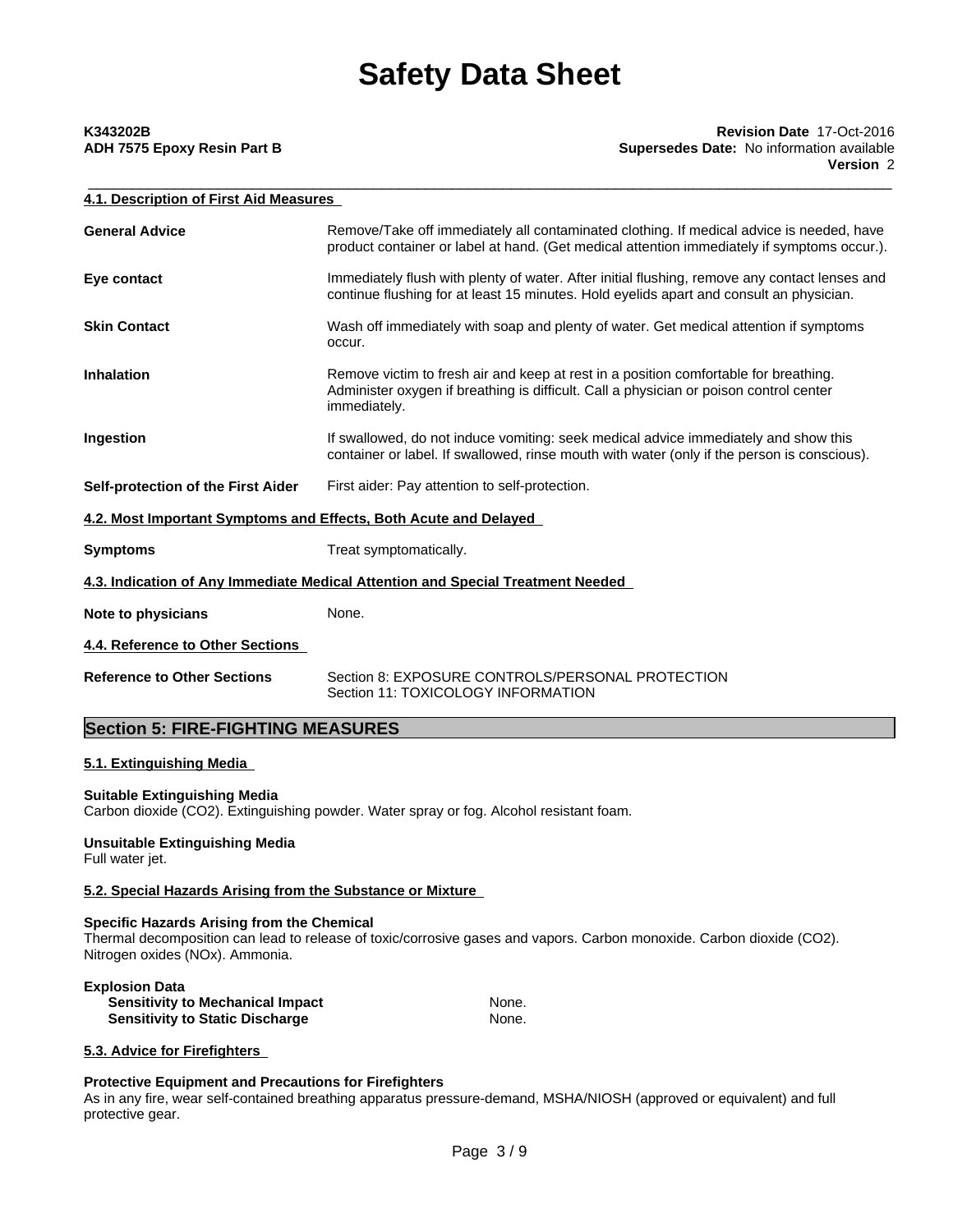#### 4.1. Description of First Aid Measures

| | |
|---|---|
| **General Advice** | Remove/Take off immediately all contaminated clothing. If medical advice is needed, have product container or label at hand. (Get medical attention immediately if symptoms occur.). |
| **Eye contact** | Immediately flush with plenty of water. After initial flushing, remove any contact lenses and continue flushing for at least 15 minutes. Hold eyelids apart and consult an physician. |
| **Skin Contact** | Wash off immediately with soap and plenty of water. Get medical attention if symptoms occur. |
| **Inhalation** | Remove victim to fresh air and keep at rest in a position comfortable for breathing. Administer oxygen if breathing is difficult. Call a physician or poison control center immediately. |
| **Ingestion** | If swallowed, do not induce vomiting: seek medical advice immediately and show this container or label. If swallowed, rinse mouth with water (only if the person is conscious). |
| **Self-protection of the First Aider** | First aider: Pay attention to self-protection. |

#### 4.2. Most Important Symptoms and Effects, Both Acute and Delayed

**Symptoms** Treat symptomatically.

#### 4.3. Indication of Any Immediate Medical Attention and Special Treatment Needed

**Note to physicians** None.

#### 4.4. Reference to Other Sections

**Reference to Other Sections** Section 8: EXPOSURE CONTROLS/PERSONAL PROTECTION
Section 11: TOXICOLOGY INFORMATION

## Section 5: FIRE-FIGHTING MEASURES

#### 5.1. Extinguishing Media

**Suitable Extinguishing Media**
Carbon dioxide ($CO_2$). Extinguishing powder. Water spray or fog. Alcohol resistant foam.

**Unsuitable Extinguishing Media**
Full water jet.

#### 5.2. Special Hazards Arising from the Substance or Mixture

**Specific Hazards Arising from the Chemical**
Thermal decomposition can lead to release of toxic/corrosive gases and vapors. Carbon monoxide. Carbon dioxide ($CO_2$). Nitrogen oxides ($NO_x$). Ammonia.

**Explosion Data**

| | |
|---|---|
| **Sensitivity to Mechanical Impact** | None. |
| **Sensitivity to Static Discharge** | None. |

#### 5.3. Advice for Firefighters

**Protective Equipment and Precautions for Firefighters**
As in any fire, wear self-contained breathing apparatus pressure-demand, MSHA/NIOSH (approved or equivalent) and full protective gear.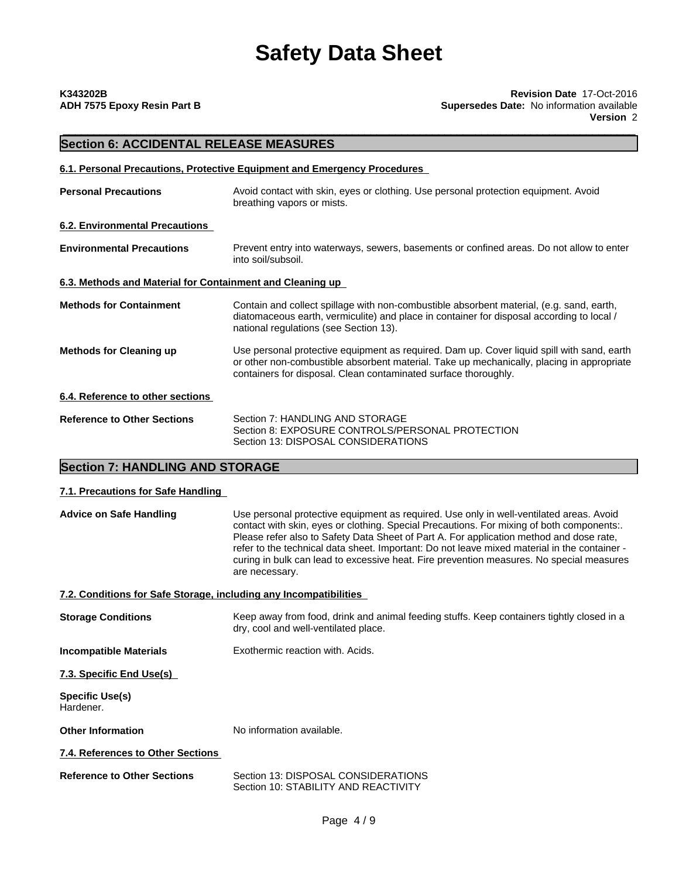# Safety Data Sheet

**K343202B**
**ADH 7575 Epoxy Resin Part B**

**Revision Date** 17-Oct-2016
**Supersedes Date:** No information available
**Version** 2

## Section 6: ACCIDENTAL RELEASE MEASURES

### 6.1. Personal Precautions, Protective Equipment and Emergency Procedures

**Personal Precautions**
Avoid contact with skin, eyes or clothing. Use personal protection equipment. Avoid breathing vapors or mists.

### 6.2. Environmental Precautions

**Environmental Precautions**
Prevent entry into waterways, sewers, basements or confined areas. Do not allow to enter into soil/subsoil.

### 6.3. Methods and Material for Containment and Cleaning up

**Methods for Containment**
Contain and collect spillage with non-combustible absorbent material, (e.g. sand, earth, diatomaceous earth, vermiculite) and place in container for disposal according to local / national regulations (see Section 13).

**Methods for Cleaning up**
Use personal protective equipment as required. Dam up. Cover liquid spill with sand, earth or other non-combustible absorbent material. Take up mechanically, placing in appropriate containers for disposal. Clean contaminated surface thoroughly.

### 6.4. Reference to other sections

**Reference to Other Sections**
Section 7: HANDLING AND STORAGE
Section 8: EXPOSURE CONTROLS/PERSONAL PROTECTION
Section 13: DISPOSAL CONSIDERATIONS

## Section 7: HANDLING AND STORAGE

### 7.1. Precautions for Safe Handling

**Advice on Safe Handling**
Use personal protective equipment as required. Use only in well-ventilated areas. Avoid contact with skin, eyes or clothing. Special Precautions. For mixing of both components:. Please refer also to Safety Data Sheet of Part A. For application method and dose rate, refer to the technical data sheet. Important: Do not leave mixed material in the container - curing in bulk can lead to excessive heat. Fire prevention measures. No special measures are necessary.

### 7.2. Conditions for Safe Storage, including any Incompatibilities

**Storage Conditions**
Keep away from food, drink and animal feeding stuffs. Keep containers tightly closed in a dry, cool and well-ventilated place.

**Incompatible Materials**
Exothermic reaction with. Acids.

### 7.3. Specific End Use(s)

**Specific Use(s)**
Hardener.

**Other Information**
No information available.

### 7.4. References to Other Sections

**Reference to Other Sections**
Section 13: DISPOSAL CONSIDERATIONS
Section 10: STABILITY AND REACTIVITY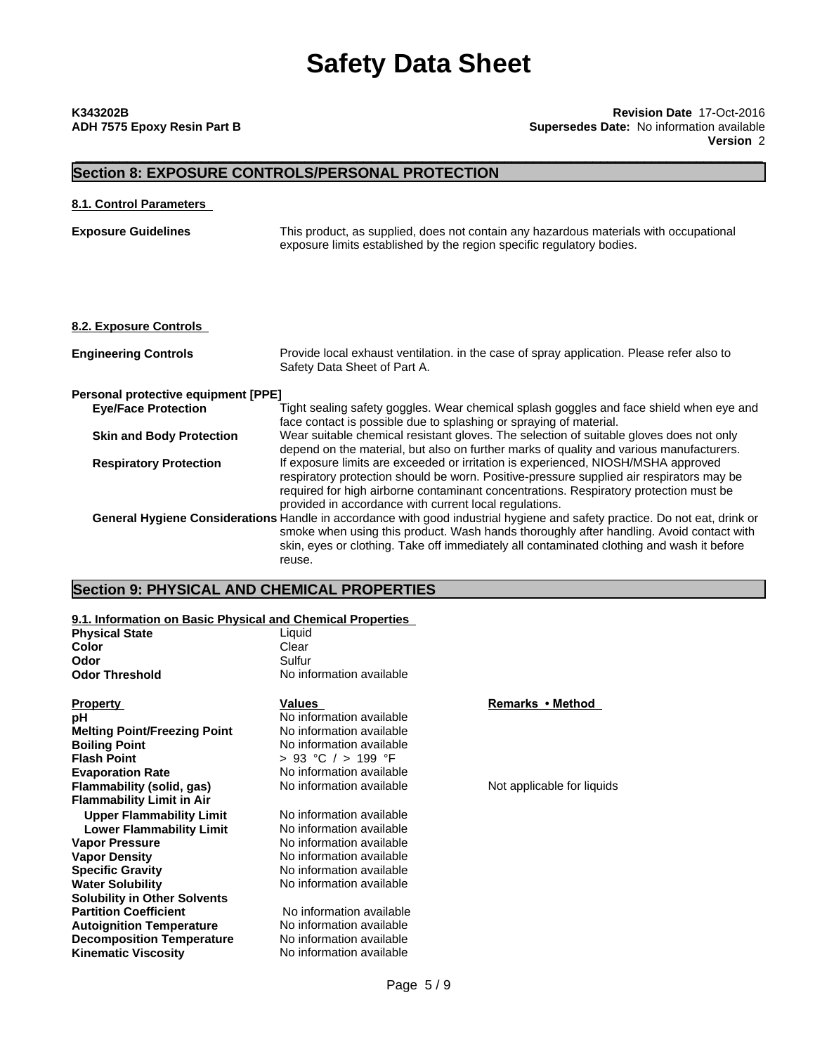# Safety Data Sheet

**K343202B**
**ADH 7575 Epoxy Resin Part B**

**Revision Date** 17-Oct-2016
**Supersedes Date:** No information available
**Version** 2

## Section 8: EXPOSURE CONTROLS/PERSONAL PROTECTION

### 8.1. Control Parameters

**Exposure Guidelines** This product, as supplied, does not contain any hazardous materials with occupational exposure limits established by the region specific regulatory bodies.

### 8.2. Exposure Controls

**Engineering Controls** Provide local exhaust ventilation. in the case of spray application. Please refer also to Safety Data Sheet of Part A.

**Personal protective equipment [PPE]**

**Eye/Face Protection** Tight sealing safety goggles. Wear chemical splash goggles and face shield when eye and face contact is possible due to splashing or spraying of material.

**Skin and Body Protection** Wear suitable chemical resistant gloves. The selection of suitable gloves does not only depend on the material, but also on further marks of quality and various manufacturers.

**Respiratory Protection** If exposure limits are exceeded or irritation is experienced, NIOSH/MSHA approved respiratory protection should be worn. Positive-pressure supplied air respirators may be required for high airborne contaminant concentrations. Respiratory protection must be provided in accordance with current local regulations.

**General Hygiene Considerations** Handle in accordance with good industrial hygiene and safety practice. Do not eat, drink or smoke when using this product. Wash hands thoroughly after handling. Avoid contact with skin, eyes or clothing. Take off immediately all contaminated clothing and wash it before reuse.

## Section 9: PHYSICAL AND CHEMICAL PROPERTIES

### 9.1. Information on Basic Physical and Chemical Properties

**Physical State** Liquid
**Color** Clear
**Odor** Sulfur
**Odor Threshold** No information available

| Property | Values | Remarks • Method |
|---|---|---|
| **pH** | No information available | |
| **Melting Point/Freezing Point** | No information available | |
| **Boiling Point** | No information available | |
| **Flash Point** | > 93 °C / > 199 °F | |
| **Evaporation Rate** | No information available | |
| **Flammability (solid, gas)** | No information available | Not applicable for liquids |
| **Flammability Limit in Air** | | |
| **Upper Flammability Limit** | No information available | |
| **Lower Flammability Limit** | No information available | |
| **Vapor Pressure** | No information available | |
| **Vapor Density** | No information available | |
| **Specific Gravity** | No information available | |
| **Water Solubility** | No information available | |
| **Solubility in Other Solvents** | | |
| **Partition Coefficient** | No information available | |
| **Autoignition Temperature** | No information available | |
| **Decomposition Temperature** | No information available | |
| **Kinematic Viscosity** | No information available | |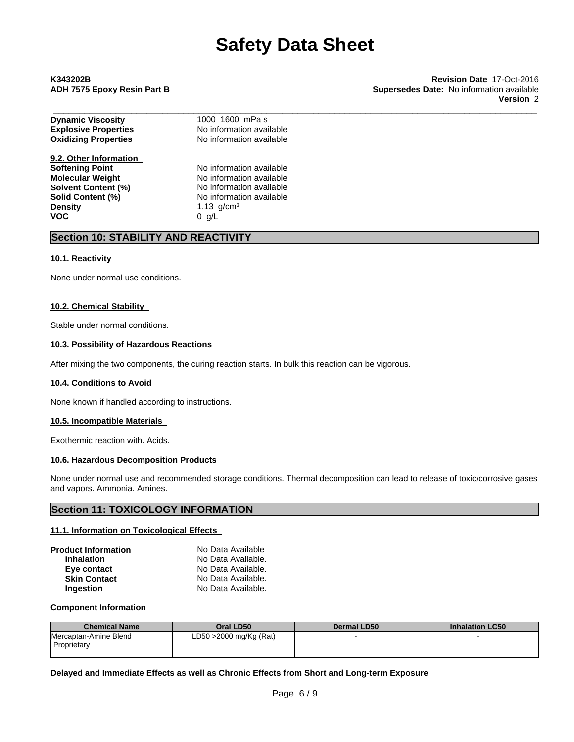| | |
|---|---|
| **Dynamic Viscosity** | 1000 1600 mPa s |
| **Explosive Properties** | No information available |
| **Oxidizing Properties** | No information available |

**9.2. Other Information**

| | |
|---|---|
| **Softening Point** | No information available |
| **Molecular Weight** | No information available |
| **Solvent Content (%)** | No information available |
| **Solid Content (%)** | No information available |
| **Density** | 1.13 g/cm³ |
| **VOC** | 0 g/L |

## Section 10: STABILITY AND REACTIVITY

### 10.1. Reactivity

None under normal use conditions.

### 10.2. Chemical Stability

Stable under normal conditions.

### 10.3. Possibility of Hazardous Reactions

After mixing the two components, the curing reaction starts. In bulk this reaction can be vigorous.

### 10.4. Conditions to Avoid

None known if handled according to instructions.

### 10.5. Incompatible Materials

Exothermic reaction with. Acids.

### 10.6. Hazardous Decomposition Products

None under normal use and recommended storage conditions. Thermal decomposition can lead to release of toxic/corrosive gases and vapors. Ammonia. Amines.

## Section 11: TOXICOLOGY INFORMATION

### 11.1. Information on Toxicological Effects

| | |
|---|---|
| **Product Information** | No Data Available |
| **Inhalation** | No Data Available. |
| **Eye contact** | No Data Available. |
| **Skin Contact** | No Data Available. |
| **Ingestion** | No Data Available. |

**Component Information**

| Chemical Name | Oral LD50 | Dermal LD50 | Inhalation LC50 |
|---|---|---|---|
| Mercaptan-Amine Blend Proprietary | LD50 >2000 mg/Kg (Rat) | - | - |

**Delayed and Immediate Effects as well as Chronic Effects from Short and Long-term Exposure**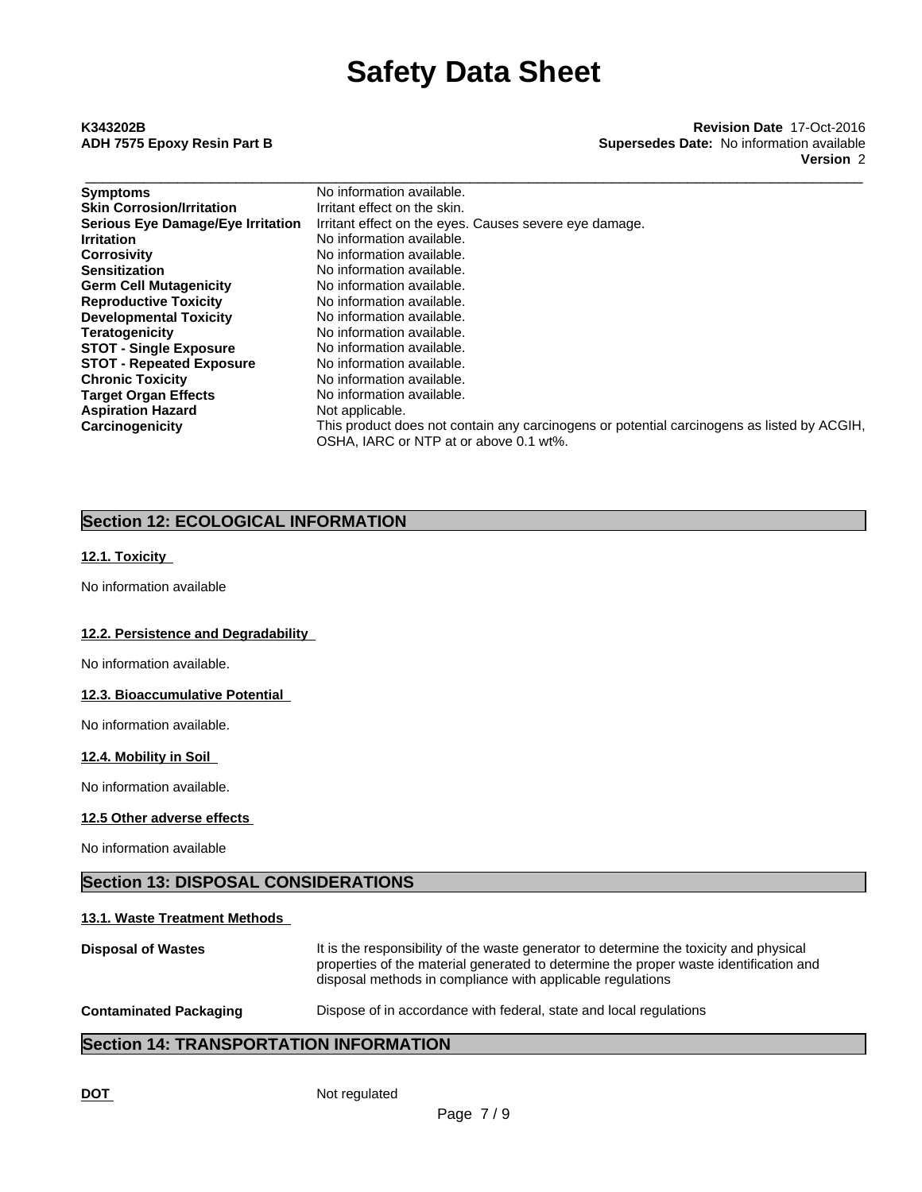| | |
|---|---|
| **Symptoms** | No information available. |
| **Skin Corrosion/Irritation** | Irritant effect on the skin. |
| **Serious Eye Damage/Eye Irritation** | Irritant effect on the eyes. Causes severe eye damage. |
| **Irritation** | No information available. |
| **Corrosivity** | No information available. |
| **Sensitization** | No information available. |
| **Germ Cell Mutagenicity** | No information available. |
| **Reproductive Toxicity** | No information available. |
| **Developmental Toxicity** | No information available. |
| **Teratogenicity** | No information available. |
| **STOT - Single Exposure** | No information available. |
| **STOT - Repeated Exposure** | No information available. |
| **Chronic Toxicity** | No information available. |
| **Target Organ Effects** | No information available. |
| **Aspiration Hazard** | Not applicable. |
| **Carcinogenicity** | This product does not contain any carcinogens or potential carcinogens as listed by ACGIH, OSHA, IARC or NTP at or above 0.1 wt%. |

## Section 12: ECOLOGICAL INFORMATION

### 12.1. Toxicity

No information available

### 12.2. Persistence and Degradability

No information available.

### 12.3. Bioaccumulative Potential

No information available.

### 12.4. Mobility in Soil

No information available.

### 12.5 Other adverse effects

No information available

## Section 13: DISPOSAL CONSIDERATIONS

### 13.1. Waste Treatment Methods

| | |
|---|---|
| **Disposal of Wastes** | It is the responsibility of the waste generator to determine the toxicity and physical properties of the material generated to determine the proper waste identification and disposal methods in compliance with applicable regulations |
| **Contaminated Packaging** | Dispose of in accordance with federal, state and local regulations |

## Section 14: TRANSPORTATION INFORMATION

**DOT** Not regulated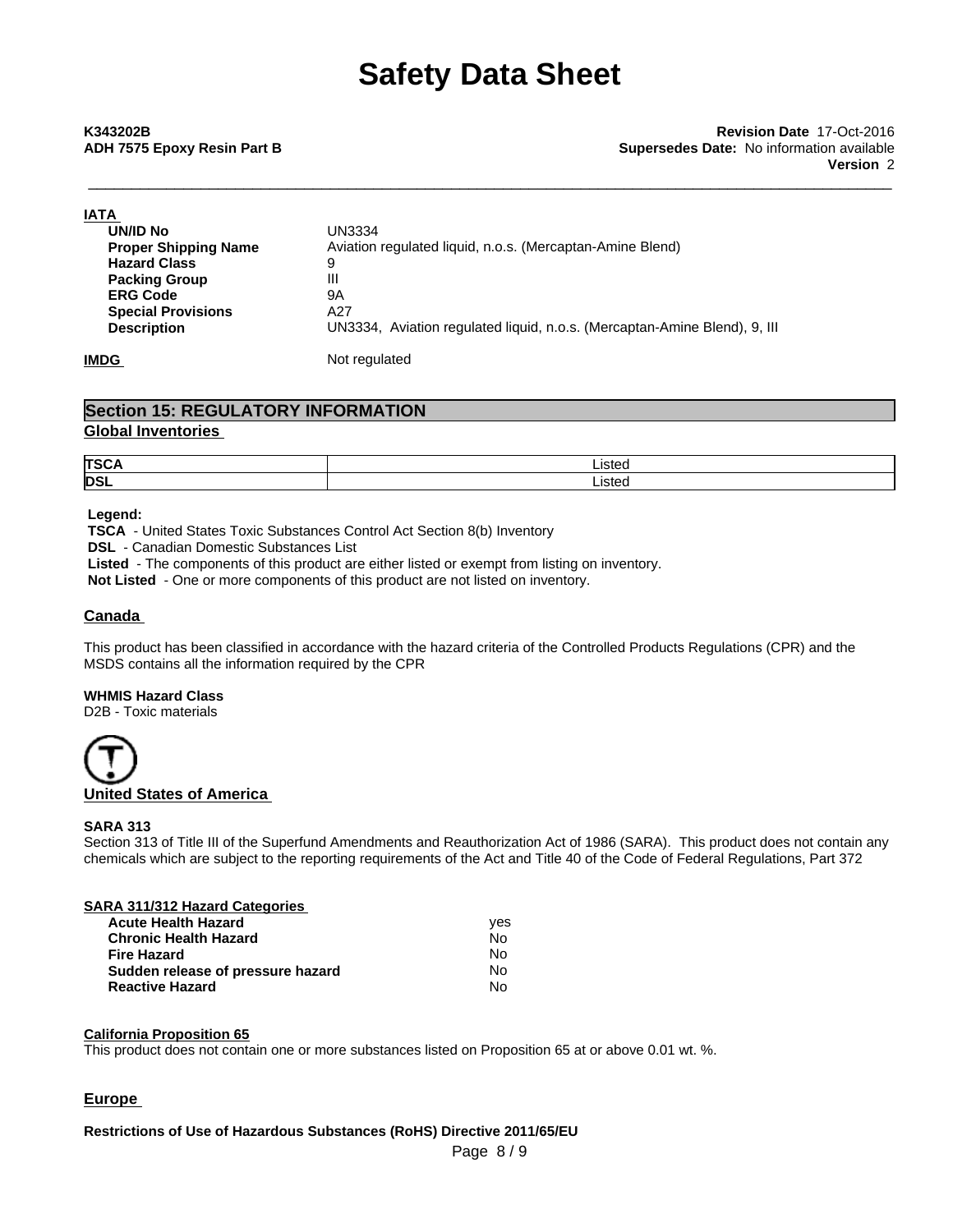**IATA**

| | |
|---|---|
| **UN/ID No** | UN3334 |
| **Proper Shipping Name** | Aviation regulated liquid, n.o.s. (Mercaptan-Amine Blend) |
| **Hazard Class** | 9 |
| **Packing Group** | III |
| **ERG Code** | 9A |
| **Special Provisions** | A27 |
| **Description** | UN3334, Aviation regulated liquid, n.o.s. (Mercaptan-Amine Blend), 9, III |

**IMDG** Not regulated

## Section 15: REGULATORY INFORMATION

### Global Inventories

| | |
|---|---|
| **TSCA** | Listed |
| **DSL** | Listed |

**Legend:**
**TSCA** - United States Toxic Substances Control Act Section 8(b) Inventory
**DSL** - Canadian Domestic Substances List
**Listed** - The components of this product are either listed or exempt from listing on inventory.
**Not Listed** - One or more components of this product are not listed on inventory.

### Canada

This product has been classified in accordance with the hazard criteria of the Controlled Products Regulations (CPR) and the MSDS contains all the information required by the CPR

**WHMIS Hazard Class**
D2B - Toxic materials

### United States of America

**SARA 313**
Section 313 of Title III of the Superfund Amendments and Reauthorization Act of 1986 (SARA). This product does not contain any chemicals which are subject to the reporting requirements of the Act and Title 40 of the Code of Federal Regulations, Part 372

**SARA 311/312 Hazard Categories**

| | |
|---|---|
| **Acute Health Hazard** | yes |
| **Chronic Health Hazard** | No |
| **Fire Hazard** | No |
| **Sudden release of pressure hazard** | No |
| **Reactive Hazard** | No |

**California Proposition 65**
This product does not contain one or more substances listed on Proposition 65 at or above 0.01 wt. %.

### Europe

**Restrictions of Use of Hazardous Substances (RoHS) Directive 2011/65/EU**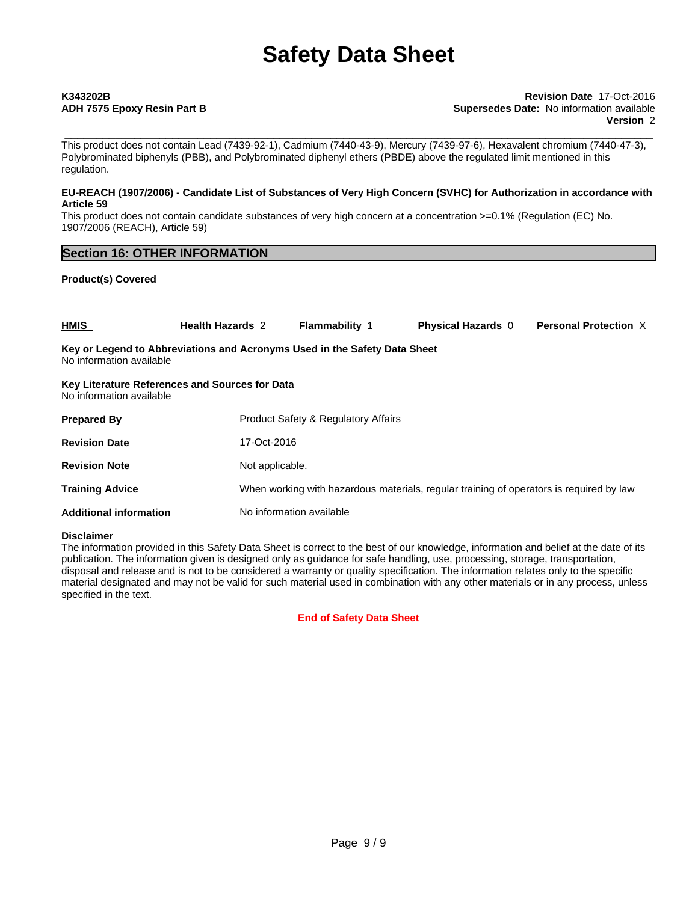This product does not contain Lead (7439-92-1), Cadmium (7440-43-9), Mercury (7439-97-6), Hexavalent chromium (7440-47-3), Polybrominated biphenyls (PBB), and Polybrominated diphenyl ethers (PBDE) above the regulated limit mentioned in this regulation.

**EU-REACH (1907/2006) - Candidate List of Substances of Very High Concern (SVHC) for Authorization in accordance with Article 59**

This product does not contain candidate substances of very high concern at a concentration >=0.1% (Regulation (EC) No. 1907/2006 (REACH), Article 59)

## Section 16: OTHER INFORMATION

**Product(s) Covered**

| | | | | |
|---|---|---|---|---|
| **HMIS** | **Health Hazards** 2 | **Flammability** 1 | **Physical Hazards** 0 | **Personal Protection** X |

**Key or Legend to Abbreviations and Acronyms Used in the Safety Data Sheet**
No information available

**Key Literature References and Sources for Data**
No information available

| | |
|---|---|
| **Prepared By** | Product Safety & Regulatory Affairs |
| **Revision Date** | 17-Oct-2016 |
| **Revision Note** | Not applicable. |
| **Training Advice** | When working with hazardous materials, regular training of operators is required by law |
| **Additional information** | No information available |

**Disclaimer**

The information provided in this Safety Data Sheet is correct to the best of our knowledge, information and belief at the date of its publication. The information given is designed only as guidance for safe handling, use, processing, storage, transportation, disposal and release and is not to be considered a warranty or quality specification. The information relates only to the specific material designated and may not be valid for such material used in combination with any other materials or in any process, unless specified in the text.

**End of Safety Data Sheet**